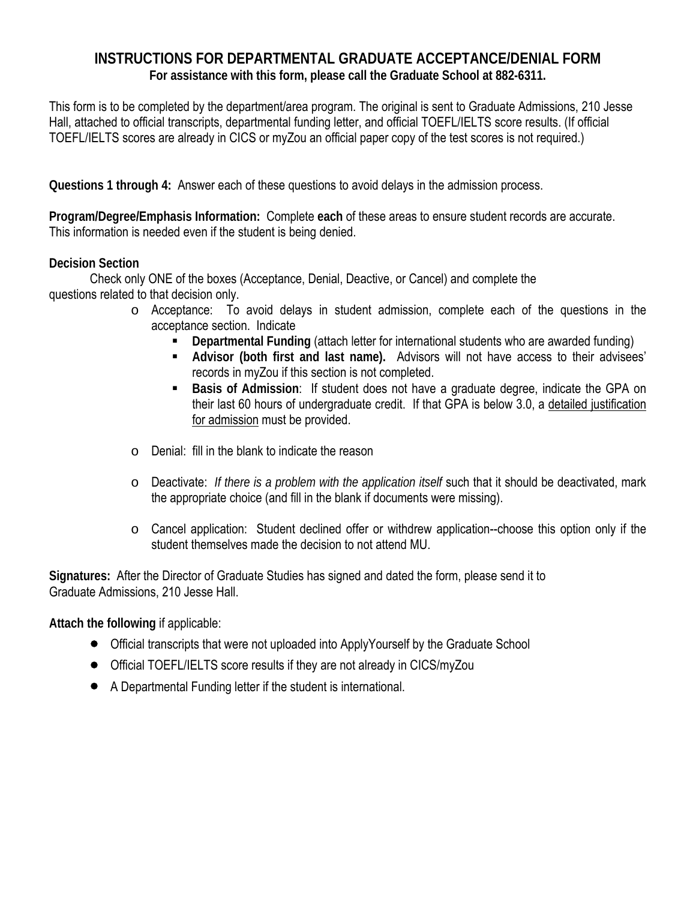## INSTRUCTIONS FOR DEPARTMENTAL GRADUATE ACCEPTANCE/DENIAL FORM

**For assistance with this form, please call the Graduate School at 882-6311.**

This form is to be completed by the department/area program. The original is sent to Graduate Admissions, 210 Jesse Hall, attached to official transcripts, departmental funding letter, and official TOEFL/IELTS score results. (If official TOEFL/IELTS scores are already in CICS or myZou an official paper copy of the test scores is not required.)

**Questions 1 through 4:** Answer each of these questions to avoid delays in the admission process.

**Program/Degree/Emphasis Information:** Complete **each** of these areas to ensure student records are accurate. This information is needed even if the student is being denied.

**Decision Section**

Check only ONE of the boxes (Acceptance, Denial, Deactive, or Cancel) and complete the questions related to that decision only.

- Acceptance: To avoid delays in student admission, complete each of the questions in the acceptance section. Indicate
  - **Departmental Funding** (attach letter for international students who are awarded funding)
  - **Advisor (both first and last name).** Advisors will not have access to their advisees' records in myZou if this section is not completed.
  - **Basis of Admission**: If student does not have a graduate degree, indicate the GPA on their last 60 hours of undergraduate credit. If that GPA is below 3.0, a <u>detailed justification for admission</u> must be provided.
- Denial: fill in the blank to indicate the reason
- Deactivate: *If there is a problem with the application itself* such that it should be deactivated, mark the appropriate choice (and fill in the blank if documents were missing).
- Cancel application: Student declined offer or withdrew application--choose this option only if the student themselves made the decision to not attend MU.

**Signatures:** After the Director of Graduate Studies has signed and dated the form, please send it to Graduate Admissions, 210 Jesse Hall.

**Attach the following** if applicable:

- Official transcripts that were not uploaded into ApplyYourself by the Graduate School
- Official TOEFL/IELTS score results if they are not already in CICS/myZou
- A Departmental Funding letter if the student is international.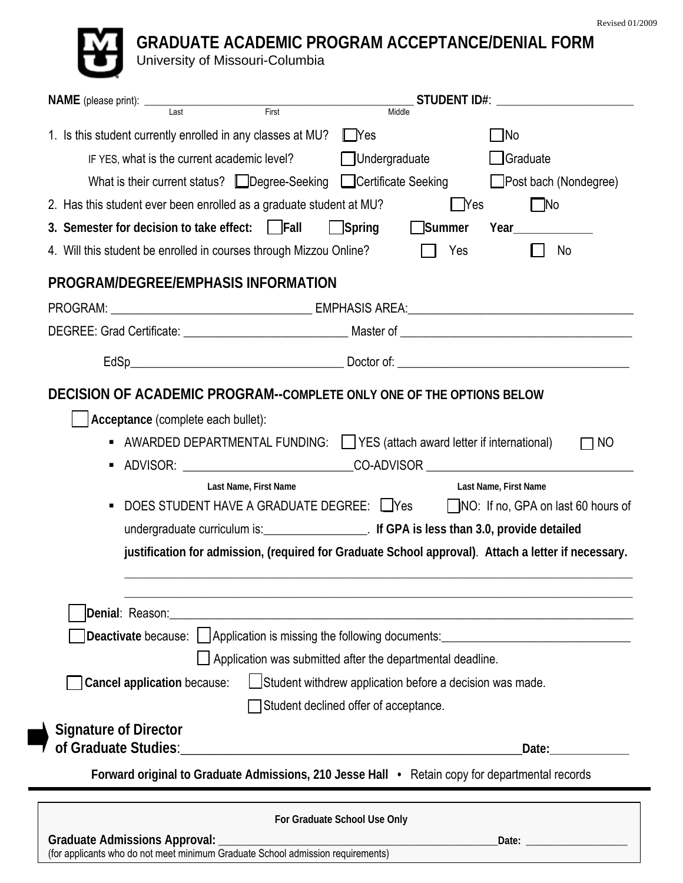Revised 01/2009

# GRADUATE ACADEMIC PROGRAM ACCEPTANCE/DENIAL FORM

University of Missouri-Columbia

**NAME** (please print): ____________________________________________ **STUDENT ID#**: ______________________

Last First Middle

1. Is this student currently enrolled in any classes at MU? ☐ Yes ☐ No

   IF YES, what is the current academic level? ☐ Undergraduate ☐ Graduate

   What is their current status? ☐ Degree-Seeking ☐ Certificate Seeking ☐ Post bach (Nondegree)

2. Has this student ever been enrolled as a graduate student at MU? ☐ Yes ☐ No

3. **Semester for decision to take effect: ☐ Fall ☐ Spring ☐ Summer Year_____________**

4. Will this student be enrolled in courses through Mizzou Online? ☐ Yes ☐ No

## PROGRAM/DEGREE/EMPHASIS INFORMATION

PROGRAM: _________________________________ EMPHASIS AREA:____________________________________

DEGREE: Grad Certificate: ___________________________ Master of ____________________________________

EdSp__________________________________ Doctor of: ____________________________________

## DECISION OF ACADEMIC PROGRAM--COMPLETE ONLY ONE OF THE OPTIONS BELOW

☐ **Acceptance** (complete each bullet):

- AWARDED DEPARTMENTAL FUNDING: ☐ YES (attach award letter if international) ☐ NO
- ADVISOR: ____________________________ CO-ADVISOR __________________________________

  **Last Name, First Name** **Last Name, First Name**
- DOES STUDENT HAVE A GRADUATE DEGREE: ☐ Yes ☐ NO: If no, GPA on last 60 hours of undergraduate curriculum is:_________________. **If GPA is less than 3.0, provide detailed justification for admission, (required for Graduate School approval)**. **Attach a letter if necessary.**

  ________________________________________________________________________________

  ________________________________________________________________________________

☐ **Denial**: Reason:________________________________________________________________________

☐ **Deactivate** because: ☐ Application is missing the following documents:______________________________

☐ Application was submitted after the departmental deadline.

☐ **Cancel application** because: ☐ Student withdrew application before a decision was made.

☐ Student declined offer of acceptance.

**Signature of Director of Graduate Studies**:_____________________________________________________**Date:**____________

**Forward original to Graduate Admissions, 210 Jesse Hall** • Retain copy for departmental records

**For Graduate School Use Only**

**Graduate Admissions Approval:** _______________________________________________ **Date:** __________________

(for applicants who do not meet minimum Graduate School admission requirements)